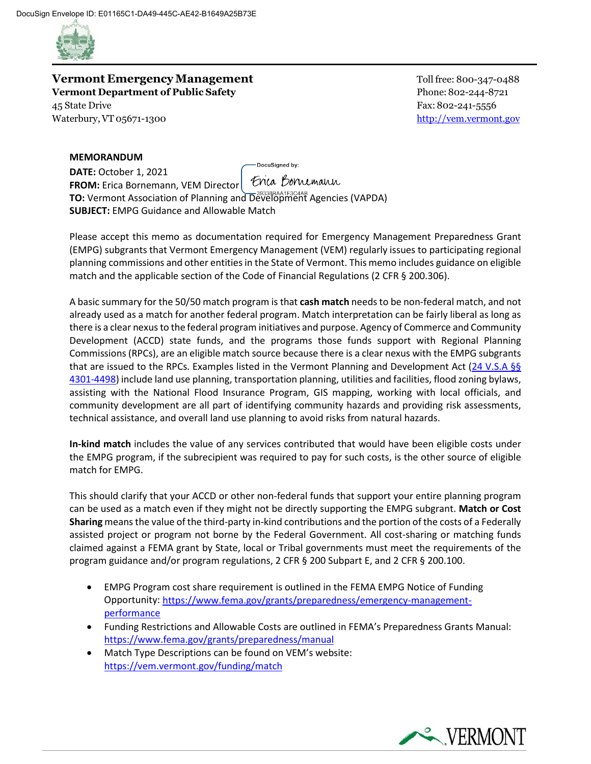DocuSign Envelope ID: E01165C1-DA49-445C-AE42-B1649A25B73E

**Vermont Emergency Management**
**Vermont Department of Public Safety**
45 State Drive
Waterbury, VT 05671-1300

Toll free: 800-347-0488
Phone: 802-244-8721
Fax: 802-241-5556
http://vem.vermont.gov

**MEMORANDUM**

**DATE:** October 1, 2021
**FROM:** Erica Bornemann, VEM Director
**TO:** Vermont Association of Planning and Development Agencies (VAPDA)
**SUBJECT:** EMPG Guidance and Allowable Match

DocuSigned by: Erica Bornemann
39338BAA1F3C4AB

Please accept this memo as documentation required for Emergency Management Preparedness Grant (EMPG) subgrants that Vermont Emergency Management (VEM) regularly issues to participating regional planning commissions and other entities in the State of Vermont. This memo includes guidance on eligible match and the applicable section of the Code of Financial Regulations (2 CFR § 200.306).

A basic summary for the 50/50 match program is that **cash match** needs to be non-federal match, and not already used as a match for another federal program. Match interpretation can be fairly liberal as long as there is a clear nexus to the federal program initiatives and purpose. Agency of Commerce and Community Development (ACCD) state funds, and the programs those funds support with Regional Planning Commissions (RPCs), are an eligible match source because there is a clear nexus with the EMPG subgrants that are issued to the RPCs. Examples listed in the Vermont Planning and Development Act (24 V.S.A §§ 4301-4498) include land use planning, transportation planning, utilities and facilities, flood zoning bylaws, assisting with the National Flood Insurance Program, GIS mapping, working with local officials, and community development are all part of identifying community hazards and providing risk assessments, technical assistance, and overall land use planning to avoid risks from natural hazards.

**In-kind match** includes the value of any services contributed that would have been eligible costs under the EMPG program, if the subrecipient was required to pay for such costs, is the other source of eligible match for EMPG.

This should clarify that your ACCD or other non-federal funds that support your entire planning program can be used as a match even if they might not be directly supporting the EMPG subgrant. **Match or Cost Sharing** means the value of the third-party in-kind contributions and the portion of the costs of a Federally assisted project or program not borne by the Federal Government. All cost-sharing or matching funds claimed against a FEMA grant by State, local or Tribal governments must meet the requirements of the program guidance and/or program regulations, 2 CFR § 200 Subpart E, and 2 CFR § 200.100.

- EMPG Program cost share requirement is outlined in the FEMA EMPG Notice of Funding Opportunity: https://www.fema.gov/grants/preparedness/emergency-management-performance
- Funding Restrictions and Allowable Costs are outlined in FEMA's Preparedness Grants Manual: https://www.fema.gov/grants/preparedness/manual
- Match Type Descriptions can be found on VEM's website: https://vem.vermont.gov/funding/match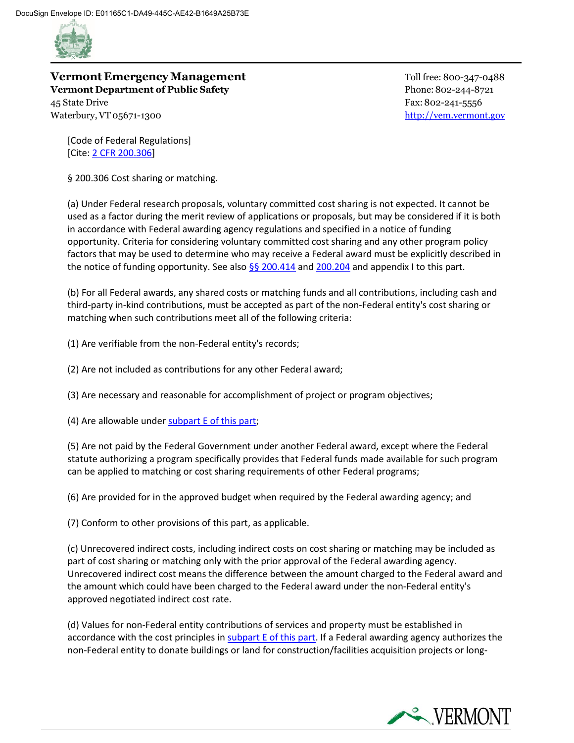[Code of Federal Regulations]
[Cite: 2 CFR 200.306]

§ 200.306 Cost sharing or matching.

(a) Under Federal research proposals, voluntary committed cost sharing is not expected. It cannot be used as a factor during the merit review of applications or proposals, but may be considered if it is both in accordance with Federal awarding agency regulations and specified in a notice of funding opportunity. Criteria for considering voluntary committed cost sharing and any other program policy factors that may be used to determine who may receive a Federal award must be explicitly described in the notice of funding opportunity. See also §§ 200.414 and 200.204 and appendix I to this part.

(b) For all Federal awards, any shared costs or matching funds and all contributions, including cash and third-party in-kind contributions, must be accepted as part of the non-Federal entity's cost sharing or matching when such contributions meet all of the following criteria:

(1) Are verifiable from the non-Federal entity's records;

(2) Are not included as contributions for any other Federal award;

(3) Are necessary and reasonable for accomplishment of project or program objectives;

(4) Are allowable under subpart E of this part;

(5) Are not paid by the Federal Government under another Federal award, except where the Federal statute authorizing a program specifically provides that Federal funds made available for such program can be applied to matching or cost sharing requirements of other Federal programs;

(6) Are provided for in the approved budget when required by the Federal awarding agency; and

(7) Conform to other provisions of this part, as applicable.

(c) Unrecovered indirect costs, including indirect costs on cost sharing or matching may be included as part of cost sharing or matching only with the prior approval of the Federal awarding agency. Unrecovered indirect cost means the difference between the amount charged to the Federal award and the amount which could have been charged to the Federal award under the non-Federal entity's approved negotiated indirect cost rate.

(d) Values for non-Federal entity contributions of services and property must be established in accordance with the cost principles in subpart E of this part. If a Federal awarding agency authorizes the non-Federal entity to donate buildings or land for construction/facilities acquisition projects or long-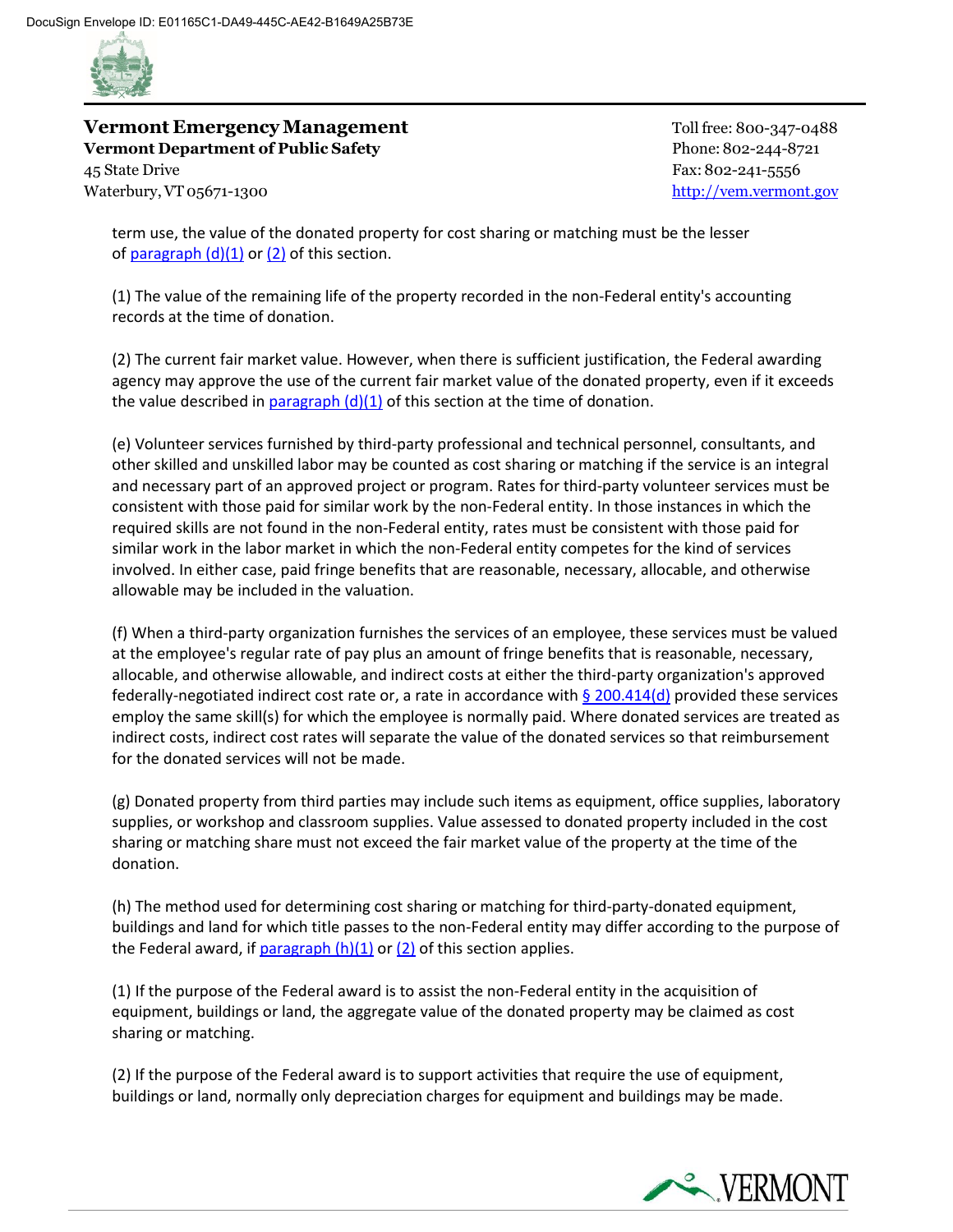term use, the value of the donated property for cost sharing or matching must be the lesser of paragraph (d)(1) or (2) of this section.

(1) The value of the remaining life of the property recorded in the non-Federal entity's accounting records at the time of donation.

(2) The current fair market value. However, when there is sufficient justification, the Federal awarding agency may approve the use of the current fair market value of the donated property, even if it exceeds the value described in paragraph (d)(1) of this section at the time of donation.

(e) Volunteer services furnished by third-party professional and technical personnel, consultants, and other skilled and unskilled labor may be counted as cost sharing or matching if the service is an integral and necessary part of an approved project or program. Rates for third-party volunteer services must be consistent with those paid for similar work by the non-Federal entity. In those instances in which the required skills are not found in the non-Federal entity, rates must be consistent with those paid for similar work in the labor market in which the non-Federal entity competes for the kind of services involved. In either case, paid fringe benefits that are reasonable, necessary, allocable, and otherwise allowable may be included in the valuation.

(f) When a third-party organization furnishes the services of an employee, these services must be valued at the employee's regular rate of pay plus an amount of fringe benefits that is reasonable, necessary, allocable, and otherwise allowable, and indirect costs at either the third-party organization's approved federally-negotiated indirect cost rate or, a rate in accordance with § 200.414(d) provided these services employ the same skill(s) for which the employee is normally paid. Where donated services are treated as indirect costs, indirect cost rates will separate the value of the donated services so that reimbursement for the donated services will not be made.

(g) Donated property from third parties may include such items as equipment, office supplies, laboratory supplies, or workshop and classroom supplies. Value assessed to donated property included in the cost sharing or matching share must not exceed the fair market value of the property at the time of the donation.

(h) The method used for determining cost sharing or matching for third-party-donated equipment, buildings and land for which title passes to the non-Federal entity may differ according to the purpose of the Federal award, if paragraph (h)(1) or (2) of this section applies.

(1) If the purpose of the Federal award is to assist the non-Federal entity in the acquisition of equipment, buildings or land, the aggregate value of the donated property may be claimed as cost sharing or matching.

(2) If the purpose of the Federal award is to support activities that require the use of equipment, buildings or land, normally only depreciation charges for equipment and buildings may be made.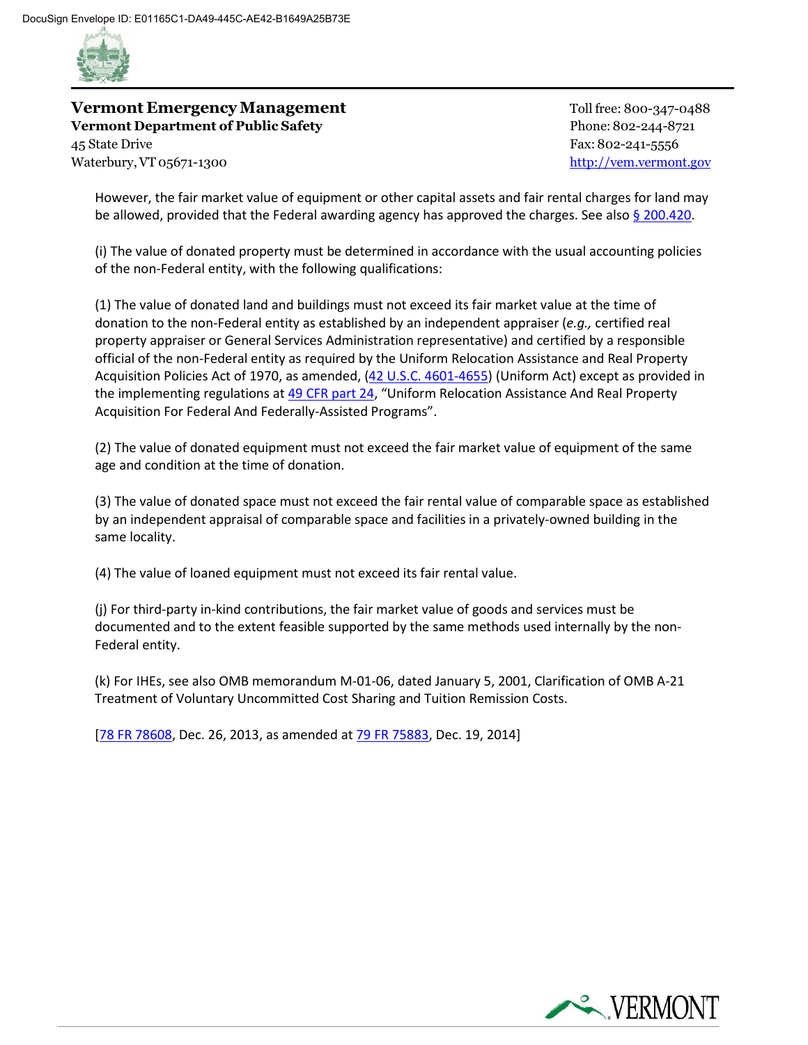However, the fair market value of equipment or other capital assets and fair rental charges for land may be allowed, provided that the Federal awarding agency has approved the charges. See also § 200.420.

(i) The value of donated property must be determined in accordance with the usual accounting policies of the non-Federal entity, with the following qualifications:

(1) The value of donated land and buildings must not exceed its fair market value at the time of donation to the non-Federal entity as established by an independent appraiser (*e.g.,* certified real property appraiser or General Services Administration representative) and certified by a responsible official of the non-Federal entity as required by the Uniform Relocation Assistance and Real Property Acquisition Policies Act of 1970, as amended, (42 U.S.C. 4601-4655) (Uniform Act) except as provided in the implementing regulations at 49 CFR part 24, "Uniform Relocation Assistance And Real Property Acquisition For Federal And Federally-Assisted Programs".

(2) The value of donated equipment must not exceed the fair market value of equipment of the same age and condition at the time of donation.

(3) The value of donated space must not exceed the fair rental value of comparable space as established by an independent appraisal of comparable space and facilities in a privately-owned building in the same locality.

(4) The value of loaned equipment must not exceed its fair rental value.

(j) For third-party in-kind contributions, the fair market value of goods and services must be documented and to the extent feasible supported by the same methods used internally by the non-Federal entity.

(k) For IHEs, see also OMB memorandum M-01-06, dated January 5, 2001, Clarification of OMB A-21 Treatment of Voluntary Uncommitted Cost Sharing and Tuition Remission Costs.

[78 FR 78608, Dec. 26, 2013, as amended at 79 FR 75883, Dec. 19, 2014]